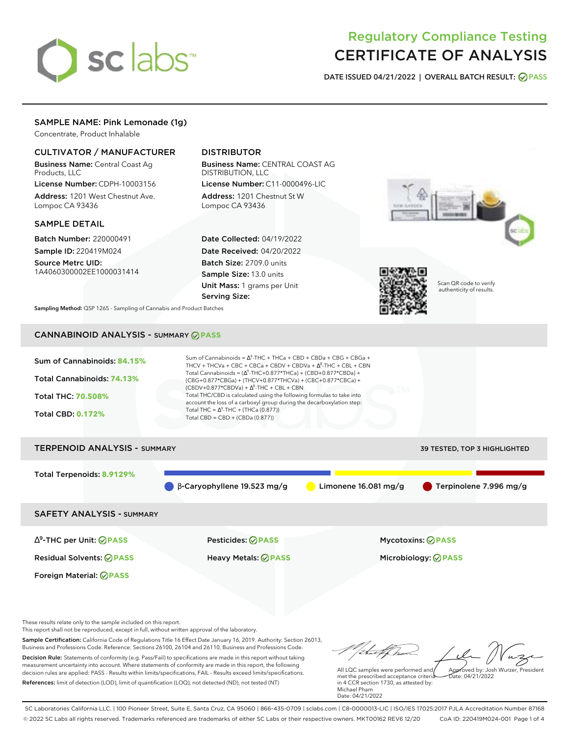# Regulatory Compliance Testing
# CERTIFICATE OF ANALYSIS

**DATE ISSUED 04/21/2022 | OVERALL BATCH RESULT: PASS**

## SAMPLE NAME: Pink Lemonade (1g)

Concentrate, Product Inhalable

### CULTIVATOR / MANUFACTURER

**Business Name:** Central Coast Ag Products, LLC

**License Number:** CDPH-10003156

**Address:** 1201 West Chestnut Ave. Lompoc CA 93436

### DISTRIBUTOR

**Business Name:** CENTRAL COAST AG DISTRIBUTION, LLC

**License Number:** C11-0000496-LIC

**Address:** 1201 Chestnut St W Lompoc CA 93436

### SAMPLE DETAIL

**Batch Number:** 220000491

**Sample ID:** 220419M024

**Source Metrc UID:** 1A4060300002EE1000031414

**Date Collected:** 04/19/2022

**Date Received:** 04/20/2022

**Batch Size:** 2709.0 units

**Sample Size:** 13.0 units

**Unit Mass:** 1 grams per Unit

**Serving Size:**

Scan QR code to verify authenticity of results.

**Sampling Method:** QSP 1265 - Sampling of Cannabis and Product Batches

## CANNABINOID ANALYSIS - SUMMARY PASS

Sum of Cannabinoids: **84.15%**

Total Cannabinoids: **74.13%**

Total THC: **70.508%**

Total CBD: **0.172%**

Sum of Cannabinoids = $\Delta^9$-THC + THCa + CBD + CBDa + CBG + CBGa + THCV + THCVa + CBC + CBCa + CBDV + CBDVa + $\Delta^8$-THC + CBL + CBN

Total Cannabinoids = ($\Delta^9$-THC+0.877*THCa) + (CBD+0.877*CBDa) + (CBG+0.877*CBGa) + (THCV+0.877*THCVa) + (CBC+0.877*CBCa) + (CBDV+0.877*CBDVa) + $\Delta^8$-THC + CBL + CBN

Total THC/CBD is calculated using the following formulas to take into account the loss of a carboxyl group during the decarboxylation step:

Total THC = $\Delta^9$-THC + (THCa (0.877))

Total CBD = CBD + (CBDa (0.877))

## TERPENOID ANALYSIS - SUMMARY

39 TESTED, TOP 3 HIGHLIGHTED

Total Terpenoids: **8.9129%**

β-Caryophyllene 19.523 mg/g | Limonene 16.081 mg/g | Terpinolene 7.996 mg/g

## SAFETY ANALYSIS - SUMMARY

| | | |
|---|---|---|
| $\Delta^9$-THC per Unit: PASS | Pesticides: PASS | Mycotoxins: PASS |
| Residual Solvents: PASS | Heavy Metals: PASS | Microbiology: PASS |
| Foreign Material: PASS | | |

These results relate only to the sample included on this report.
This report shall not be reproduced, except in full, without written approval of the laboratory.

**Sample Certification:** California Code of Regulations Title 16 Effect Date January 16, 2019. Authority: Section 26013, Business and Professions Code. Reference: Sections 26100, 26104 and 26110, Business and Professions Code.

**Decision Rule:** Statements of conformity (e.g. Pass/Fail) to specifications are made in this report without taking measurement uncertainty into account. Where statements of conformity are made in this report, the following decision rules are applied: PASS - Results within limits/specifications, FAIL - Results exceed limits/specifications.

**References:** limit of detection (LOD), limit of quantification (LOQ), not detected (ND), not tested (NT)

All LQC samples were performed and met the prescribed acceptance criteria in 4 CCR section 1730, as attested by: Michael Pham
Date: 04/21/2022

Approved by: Josh Wurzer, President
Date: 04/21/2022

SC Laboratories California LLC. | 100 Pioneer Street, Suite E, Santa Cruz, CA 95060 | 866-435-0709 | sclabs.com | C8-0000013-LIC | ISO/IES 17025:2017 PJLA Accreditation Number 87168
© 2022 SC Labs all rights reserved. Trademarks referenced are trademarks of either SC Labs or their respective owners. MKT00162 REV6 12/20 CoA ID: 220419M024-001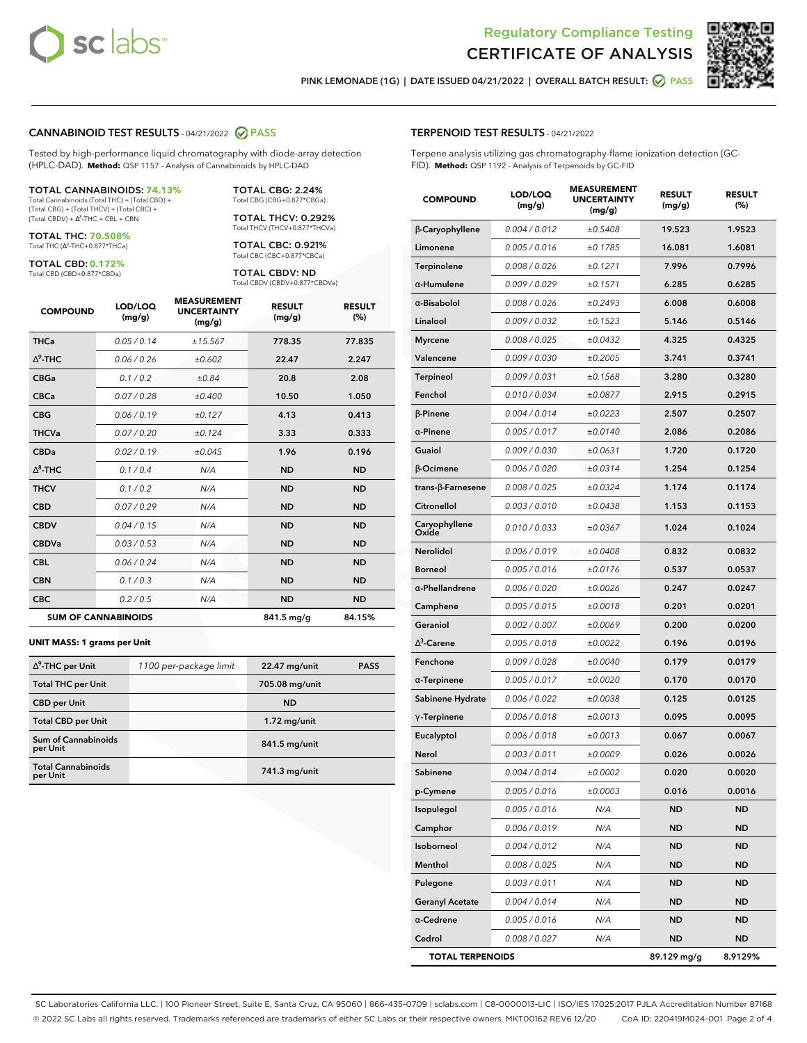Regulatory Compliance Testing
CERTIFICATE OF ANALYSIS

PINK LEMONADE (1G) | DATE ISSUED 04/21/2022 | OVERALL BATCH RESULT: PASS

## CANNABINOID TEST RESULTS - 04/21/2022 PASS

Tested by high-performance liquid chromatography with diode-array detection (HPLC-DAD). **Method:** QSP 1157 - Analysis of Cannabinoids by HPLC-DAD

**TOTAL CANNABINOIDS: 74.13%**
Total Cannabinoids (Total THC) + (Total CBD) + (Total CBG) + (Total THCV) + (Total CBC) + (Total CBDV) + $\Delta^8$-THC + CBL + CBN

**TOTAL THC: 70.508%**
Total THC ($\Delta^9$-THC+0.877*THCa)

**TOTAL CBD: 0.172%**
Total CBD (CBD+0.877*CBDa)

**TOTAL CBG: 2.24%**
Total CBG (CBG+0.877*CBGa)

**TOTAL THCV: 0.292%**
Total THCV (THCV+0.877*THCVa)

**TOTAL CBC: 0.921%**
Total CBC (CBC+0.877*CBCa)

**TOTAL CBDV: ND**
Total CBDV (CBDV+0.877*CBDVa)

| COMPOUND | LOD/LOQ (mg/g) | MEASUREMENT UNCERTAINTY (mg/g) | RESULT (mg/g) | RESULT (%) |
|---|---|---|---|---|
| THCa | 0.05 / 0.14 | ±15.567 | 778.35 | 77.835 |
| $\Delta^9$-THC | 0.06 / 0.26 | ±0.602 | 22.47 | 2.247 |
| CBGa | 0.1 / 0.2 | ±0.84 | 20.8 | 2.08 |
| CBCa | 0.07 / 0.28 | ±0.400 | 10.50 | 1.050 |
| CBG | 0.06 / 0.19 | ±0.127 | 4.13 | 0.413 |
| THCVa | 0.07 / 0.20 | ±0.124 | 3.33 | 0.333 |
| CBDa | 0.02 / 0.19 | ±0.045 | 1.96 | 0.196 |
| $\Delta^8$-THC | 0.1 / 0.4 | N/A | ND | ND |
| THCV | 0.1 / 0.2 | N/A | ND | ND |
| CBD | 0.07 / 0.29 | N/A | ND | ND |
| CBDV | 0.04 / 0.15 | N/A | ND | ND |
| CBDVa | 0.03 / 0.53 | N/A | ND | ND |
| CBL | 0.06 / 0.24 | N/A | ND | ND |
| CBN | 0.1 / 0.3 | N/A | ND | ND |
| CBC | 0.2 / 0.5 | N/A | ND | ND |
| **SUM OF CANNABINOIDS** | | | 841.5 mg/g | 84.15% |

**UNIT MASS: 1 grams per Unit**

| | | | |
|---|---|---|---|
| $\Delta^9$-THC per Unit | 1100 per-package limit | 22.47 mg/unit | PASS |
| Total THC per Unit | | 705.08 mg/unit | |
| CBD per Unit | | ND | |
| Total CBD per Unit | | 1.72 mg/unit | |
| Sum of Cannabinoids per Unit | | 841.5 mg/unit | |
| Total Cannabinoids per Unit | | 741.3 mg/unit | |

## TERPENOID TEST RESULTS - 04/21/2022

Terpene analysis utilizing gas chromatography-flame ionization detection (GC-FID). **Method:** QSP 1192 - Analysis of Terpenoids by GC-FID

| COMPOUND | LOD/LOQ (mg/g) | MEASUREMENT UNCERTAINTY (mg/g) | RESULT (mg/g) | RESULT (%) |
|---|---|---|---|---|
| β-Caryophyllene | 0.004 / 0.012 | ±0.5408 | 19.523 | 1.9523 |
| Limonene | 0.005 / 0.016 | ±0.1785 | 16.081 | 1.6081 |
| Terpinolene | 0.008 / 0.026 | ±0.1271 | 7.996 | 0.7996 |
| α-Humulene | 0.009 / 0.029 | ±0.1571 | 6.285 | 0.6285 |
| α-Bisabolol | 0.008 / 0.026 | ±0.2493 | 6.008 | 0.6008 |
| Linalool | 0.009 / 0.032 | ±0.1523 | 5.146 | 0.5146 |
| Myrcene | 0.008 / 0.025 | ±0.0432 | 4.325 | 0.4325 |
| Valencene | 0.009 / 0.030 | ±0.2005 | 3.741 | 0.3741 |
| Terpineol | 0.009 / 0.031 | ±0.1568 | 3.280 | 0.3280 |
| Fenchol | 0.010 / 0.034 | ±0.0877 | 2.915 | 0.2915 |
| β-Pinene | 0.004 / 0.014 | ±0.0223 | 2.507 | 0.2507 |
| α-Pinene | 0.005 / 0.017 | ±0.0140 | 2.086 | 0.2086 |
| Guaiol | 0.009 / 0.030 | ±0.0631 | 1.720 | 0.1720 |
| β-Ocimene | 0.006 / 0.020 | ±0.0314 | 1.254 | 0.1254 |
| trans-β-Farnesene | 0.008 / 0.025 | ±0.0324 | 1.174 | 0.1174 |
| Citronellol | 0.003 / 0.010 | ±0.0438 | 1.153 | 0.1153 |
| Caryophyllene Oxide | 0.010 / 0.033 | ±0.0367 | 1.024 | 0.1024 |
| Nerolidol | 0.006 / 0.019 | ±0.0408 | 0.832 | 0.0832 |
| Borneol | 0.005 / 0.016 | ±0.0176 | 0.537 | 0.0537 |
| α-Phellandrene | 0.006 / 0.020 | ±0.0026 | 0.247 | 0.0247 |
| Camphene | 0.005 / 0.015 | ±0.0018 | 0.201 | 0.0201 |
| Geraniol | 0.002 / 0.007 | ±0.0069 | 0.200 | 0.0200 |
| $\Delta^3$-Carene | 0.005 / 0.018 | ±0.0022 | 0.196 | 0.0196 |
| Fenchone | 0.009 / 0.028 | ±0.0040 | 0.179 | 0.0179 |
| α-Terpinene | 0.005 / 0.017 | ±0.0020 | 0.170 | 0.0170 |
| Sabinene Hydrate | 0.006 / 0.022 | ±0.0038 | 0.125 | 0.0125 |
| γ-Terpinene | 0.006 / 0.018 | ±0.0013 | 0.095 | 0.0095 |
| Eucalyptol | 0.006 / 0.018 | ±0.0013 | 0.067 | 0.0067 |
| Nerol | 0.003 / 0.011 | ±0.0009 | 0.026 | 0.0026 |
| Sabinene | 0.004 / 0.014 | ±0.0002 | 0.020 | 0.0020 |
| p-Cymene | 0.005 / 0.016 | ±0.0003 | 0.016 | 0.0016 |
| Isopulegol | 0.005 / 0.016 | N/A | ND | ND |
| Camphor | 0.006 / 0.019 | N/A | ND | ND |
| Isoborneol | 0.004 / 0.012 | N/A | ND | ND |
| Menthol | 0.008 / 0.025 | N/A | ND | ND |
| Pulegone | 0.003 / 0.011 | N/A | ND | ND |
| Geranyl Acetate | 0.004 / 0.014 | N/A | ND | ND |
| α-Cedrene | 0.005 / 0.016 | N/A | ND | ND |
| Cedrol | 0.008 / 0.027 | N/A | ND | ND |
| **TOTAL TERPENOIDS** | | | 89.129 mg/g | 8.9129% |

SC Laboratories California LLC. | 100 Pioneer Street, Suite E, Santa Cruz, CA 95060 | 866-435-0709 | sclabs.com | C8-0000013-LIC | ISO/IES 17025:2017 PJLA Accreditation Number 87168
© 2022 SC Labs all rights reserved. Trademarks referenced are trademarks of either SC Labs or their respective owners. MKT00162 REV6 12/20 CoA ID: 220419M024-001